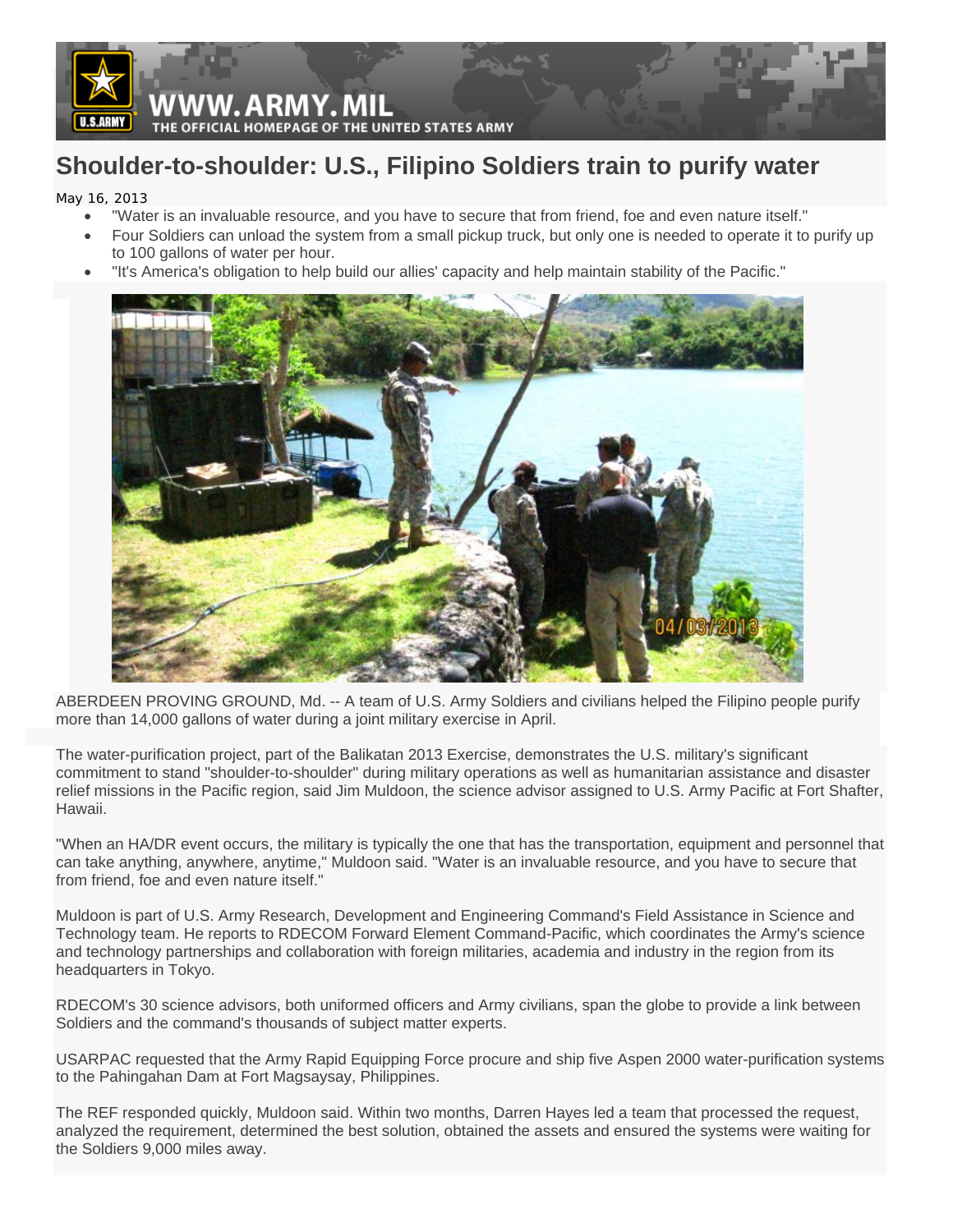# Shoulder-to-shoulder: U.S., Filipino Soldiers train to purify water

May 16, 2013

- "Water is an invaluable resource, and you have to secure that from friend, foe and even nature itself."
- Four Soldiers can unload the system from a small pickup truck, but only one is needed to operate it to purify up to 100 gallons of water per hour.
- "It's America's obligation to help build our allies' capacity and help maintain stability of the Pacific."

ABERDEEN PROVING GROUND, Md. -- A team of U.S. Army Soldiers and civilians helped the Filipino people purify more than 14,000 gallons of water during a joint military exercise in April.

The water-purification project, part of the Balikatan 2013 Exercise, demonstrates the U.S. military's significant commitment to stand "shoulder-to-shoulder" during military operations as well as humanitarian assistance and disaster relief missions in the Pacific region, said Jim Muldoon, the science advisor assigned to U.S. Army Pacific at Fort Shafter, Hawaii.

"When an HA/DR event occurs, the military is typically the one that has the transportation, equipment and personnel that can take anything, anywhere, anytime," Muldoon said. "Water is an invaluable resource, and you have to secure that from friend, foe and even nature itself."

Muldoon is part of U.S. Army Research, Development and Engineering Command's Field Assistance in Science and Technology team. He reports to RDECOM Forward Element Command-Pacific, which coordinates the Army's science and technology partnerships and collaboration with foreign militaries, academia and industry in the region from its headquarters in Tokyo.

RDECOM's 30 science advisors, both uniformed officers and Army civilians, span the globe to provide a link between Soldiers and the command's thousands of subject matter experts.

USARPAC requested that the Army Rapid Equipping Force procure and ship five Aspen 2000 water-purification systems to the Pahingahan Dam at Fort Magsaysay, Philippines.

The REF responded quickly, Muldoon said. Within two months, Darren Hayes led a team that processed the request, analyzed the requirement, determined the best solution, obtained the assets and ensured the systems were waiting for the Soldiers 9,000 miles away.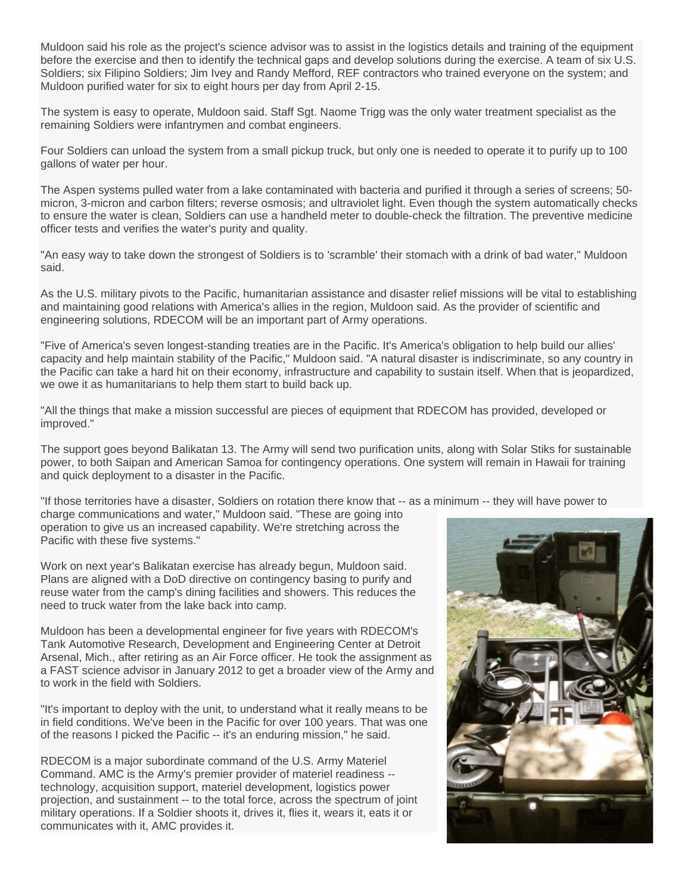Muldoon said his role as the project's science advisor was to assist in the logistics details and training of the equipment before the exercise and then to identify the technical gaps and develop solutions during the exercise. A team of six U.S. Soldiers; six Filipino Soldiers; Jim Ivey and Randy Mefford, REF contractors who trained everyone on the system; and Muldoon purified water for six to eight hours per day from April 2-15.

The system is easy to operate, Muldoon said. Staff Sgt. Naome Trigg was the only water treatment specialist as the remaining Soldiers were infantrymen and combat engineers.

Four Soldiers can unload the system from a small pickup truck, but only one is needed to operate it to purify up to 100 gallons of water per hour.

The Aspen systems pulled water from a lake contaminated with bacteria and purified it through a series of screens; 50-micron, 3-micron and carbon filters; reverse osmosis; and ultraviolet light. Even though the system automatically checks to ensure the water is clean, Soldiers can use a handheld meter to double-check the filtration. The preventive medicine officer tests and verifies the water's purity and quality.

"An easy way to take down the strongest of Soldiers is to 'scramble' their stomach with a drink of bad water," Muldoon said.

As the U.S. military pivots to the Pacific, humanitarian assistance and disaster relief missions will be vital to establishing and maintaining good relations with America's allies in the region, Muldoon said. As the provider of scientific and engineering solutions, RDECOM will be an important part of Army operations.

"Five of America's seven longest-standing treaties are in the Pacific. It's America's obligation to help build our allies' capacity and help maintain stability of the Pacific," Muldoon said. "A natural disaster is indiscriminate, so any country in the Pacific can take a hard hit on their economy, infrastructure and capability to sustain itself. When that is jeopardized, we owe it as humanitarians to help them start to build back up.

"All the things that make a mission successful are pieces of equipment that RDECOM has provided, developed or improved."

The support goes beyond Balikatan 13. The Army will send two purification units, along with Solar Stiks for sustainable power, to both Saipan and American Samoa for contingency operations. One system will remain in Hawaii for training and quick deployment to a disaster in the Pacific.

"If those territories have a disaster, Soldiers on rotation there know that -- as a minimum -- they will have power to charge communications and water," Muldoon said. "These are going into operation to give us an increased capability. We're stretching across the Pacific with these five systems."

Work on next year's Balikatan exercise has already begun, Muldoon said. Plans are aligned with a DoD directive on contingency basing to purify and reuse water from the camp's dining facilities and showers. This reduces the need to truck water from the lake back into camp.

Muldoon has been a developmental engineer for five years with RDECOM's Tank Automotive Research, Development and Engineering Center at Detroit Arsenal, Mich., after retiring as an Air Force officer. He took the assignment as a FAST science advisor in January 2012 to get a broader view of the Army and to work in the field with Soldiers.

"It's important to deploy with the unit, to understand what it really means to be in field conditions. We've been in the Pacific for over 100 years. That was one of the reasons I picked the Pacific -- it's an enduring mission," he said.

RDECOM is a major subordinate command of the U.S. Army Materiel Command. AMC is the Army's premier provider of materiel readiness -- technology, acquisition support, materiel development, logistics power projection, and sustainment -- to the total force, across the spectrum of joint military operations. If a Soldier shoots it, drives it, flies it, wears it, eats it or communicates with it, AMC provides it.